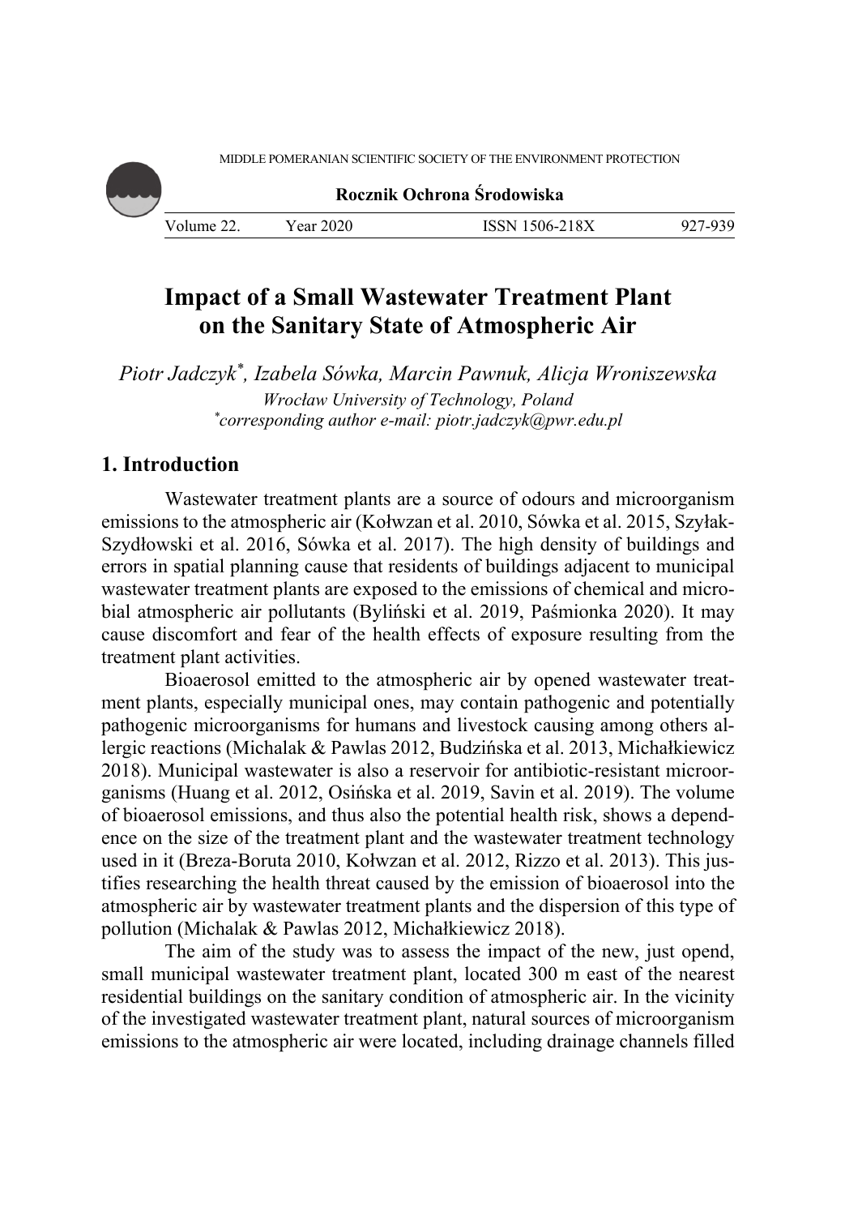# Impact of a Small Wastewater Treatment Plant on the Sanitary State of Atmospheric Air

*Piotr Jadczyk[*], Izabela Sówka, Marcin Pawnuk, Alicja Wroniszewska*
*Wrocław University of Technology, Poland*
*[*]corresponding author e-mail: piotr.jadczyk@pwr.edu.pl*

## 1. Introduction

Wastewater treatment plants are a source of odours and microorganism emissions to the atmospheric air (Kołwzan et al. 2010, Sówka et al. 2015, Szyłak-Szydłowski et al. 2016, Sówka et al. 2017). The high density of buildings and errors in spatial planning cause that residents of buildings adjacent to municipal wastewater treatment plants are exposed to the emissions of chemical and microbial atmospheric air pollutants (Byliński et al. 2019, Paśmionka 2020). It may cause discomfort and fear of the health effects of exposure resulting from the treatment plant activities.

Bioaerosol emitted to the atmospheric air by opened wastewater treatment plants, especially municipal ones, may contain pathogenic and potentially pathogenic microorganisms for humans and livestock causing among others allergic reactions (Michalak & Pawlas 2012, Budzińska et al. 2013, Michałkiewicz 2018). Municipal wastewater is also a reservoir for antibiotic-resistant microorganisms (Huang et al. 2012, Osińska et al. 2019, Savin et al. 2019). The volume of bioaerosol emissions, and thus also the potential health risk, shows a dependence on the size of the treatment plant and the wastewater treatment technology used in it (Breza-Boruta 2010, Kołwzan et al. 2012, Rizzo et al. 2013). This justifies researching the health threat caused by the emission of bioaerosol into the atmospheric air by wastewater treatment plants and the dispersion of this type of pollution (Michalak & Pawlas 2012, Michałkiewicz 2018).

The aim of the study was to assess the impact of the new, just opend, small municipal wastewater treatment plant, located 300 m east of the nearest residential buildings on the sanitary condition of atmospheric air. In the vicinity of the investigated wastewater treatment plant, natural sources of microorganism emissions to the atmospheric air were located, including drainage channels filled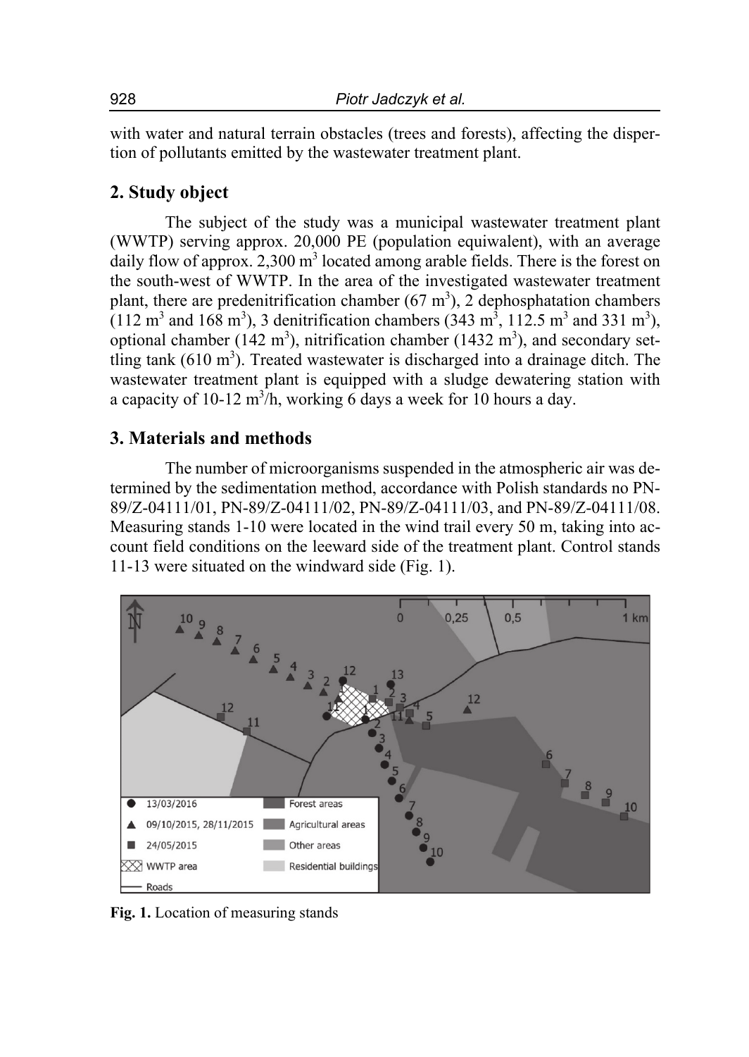with water and natural terrain obstacles (trees and forests), affecting the dispertion of pollutants emitted by the wastewater treatment plant.

## 2. Study object

The subject of the study was a municipal wastewater treatment plant (WWTP) serving approx. 20,000 PE (population equivalent), with an average daily flow of approx. 2,300 $m^3$ located among arable fields. There is the forest on the south-west of WWTP. In the area of the investigated wastewater treatment plant, there are predenitrification chamber (67 $m^3$), 2 dephosphatation chambers (112 $m^3$ and 168 $m^3$), 3 denitrification chambers (343 $m^3$, 112.5 $m^3$ and 331 $m^3$), optional chamber (142 $m^3$), nitrification chamber (1432 $m^3$), and secondary settling tank (610 $m^3$). Treated wastewater is discharged into a drainage ditch. The wastewater treatment plant is equipped with a sludge dewatering station with a capacity of 10-12 $m^3$/h, working 6 days a week for 10 hours a day.

## 3. Materials and methods

The number of microorganisms suspended in the atmospheric air was determined by the sedimentation method, accordance with Polish standards no PN-89/Z-04111/01, PN-89/Z-04111/02, PN-89/Z-04111/03, and PN-89/Z-04111/08. Measuring stands 1-10 were located in the wind trail every 50 m, taking into account field conditions on the leeward side of the treatment plant. Control stands 11-13 were situated on the windward side (Fig. 1).

**Fig. 1.** Location of measuring stands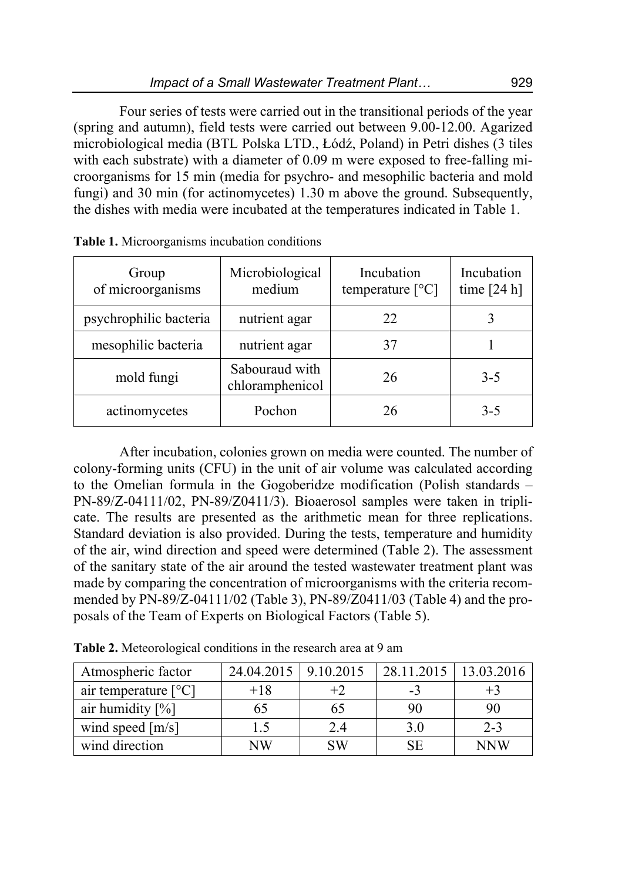Four series of tests were carried out in the transitional periods of the year (spring and autumn), field tests were carried out between 9.00-12.00. Agarized microbiological media (BTL Polska LTD., Łódź, Poland) in Petri dishes (3 tiles with each substrate) with a diameter of 0.09 m were exposed to free-falling microorganisms for 15 min (media for psychro- and mesophilic bacteria and mold fungi) and 30 min (for actinomycetes) 1.30 m above the ground. Subsequently, the dishes with media were incubated at the temperatures indicated in Table 1.

**Table 1.** Microorganisms incubation conditions

| Group of microorganisms | Microbiological medium | Incubation temperature [°C] | Incubation time [24 h] |
|---|---|---|---|
| psychrophilic bacteria | nutrient agar | 22 | 3 |
| mesophilic bacteria | nutrient agar | 37 | 1 |
| mold fungi | Sabouraud with chloramphenicol | 26 | 3-5 |
| actinomycetes | Pochon | 26 | 3-5 |

After incubation, colonies grown on media were counted. The number of colony-forming units (CFU) in the unit of air volume was calculated according to the Omelian formula in the Gogoberidze modification (Polish standards – PN-89/Z-04111/02, PN-89/Z0411/3). Bioaerosol samples were taken in triplicate. The results are presented as the arithmetic mean for three replications. Standard deviation is also provided. During the tests, temperature and humidity of the air, wind direction and speed were determined (Table 2). The assessment of the sanitary state of the air around the tested wastewater treatment plant was made by comparing the concentration of microorganisms with the criteria recommended by PN-89/Z-04111/02 (Table 3), PN-89/Z0411/03 (Table 4) and the proposals of the Team of Experts on Biological Factors (Table 5).

**Table 2.** Meteorological conditions in the research area at 9 am

| Atmospheric factor | 24.04.2015 | 9.10.2015 | 28.11.2015 | 13.03.2016 |
|---|---|---|---|---|
| air temperature [°C] | +18 | +2 | -3 | +3 |
| air humidity [%] | 65 | 65 | 90 | 90 |
| wind speed [m/s] | 1.5 | 2.4 | 3.0 | 2-3 |
| wind direction | NW | SW | SE | NNW |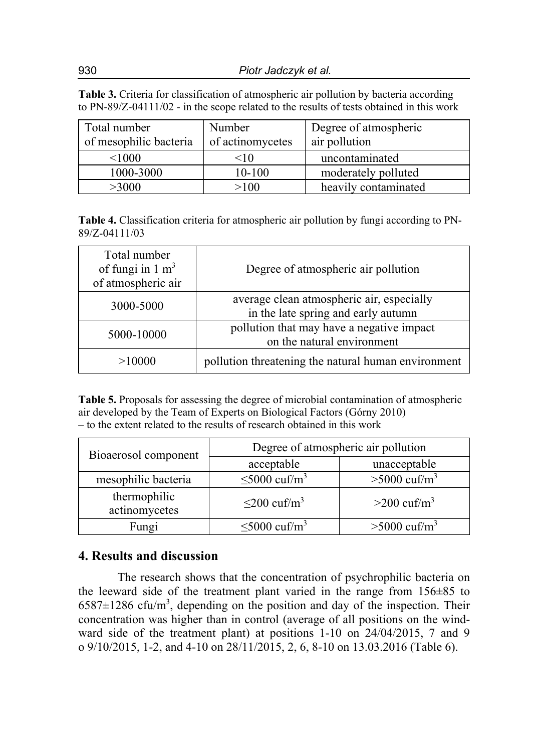**Table 3.** Criteria for classification of atmospheric air pollution by bacteria according to PN-89/Z-04111/02 - in the scope related to the results of tests obtained in this work

| Total number of mesophilic bacteria | Number of actinomycetes | Degree of atmospheric air pollution |
|---|---|---|
| <1000 | <10 | uncontaminated |
| 1000-3000 | 10-100 | moderately polluted |
| >3000 | >100 | heavily contaminated |

**Table 4.** Classification criteria for atmospheric air pollution by fungi according to PN-89/Z-04111/03

| Total number of fungi in 1 $m^3$ of atmospheric air | Degree of atmospheric air pollution |
|---|---|
| 3000-5000 | average clean atmospheric air, especially in the late spring and early autumn |
| 5000-10000 | pollution that may have a negative impact on the natural environment |
| >10000 | pollution threatening the natural human environment |

**Table 5.** Proposals for assessing the degree of microbial contamination of atmospheric air developed by the Team of Experts on Biological Factors (Górny 2010) – to the extent related to the results of research obtained in this work

| Bioaerosol component | Degree of atmospheric air pollution | |
|---|---|---|
| | acceptable | unacceptable |
| mesophilic bacteria | ≤5000 cuf/$m^3$ | >5000 cuf/$m^3$ |
| thermophilic actinomycetes | ≤200 cuf/$m^3$ | >200 cuf/$m^3$ |
| Fungi | ≤5000 cuf/$m^3$ | >5000 cuf/$m^3$ |

## 4. Results and discussion

The research shows that the concentration of psychrophilic bacteria on the leeward side of the treatment plant varied in the range from 156±85 to 6587±1286 cfu/$m^3$, depending on the position and day of the inspection. Their concentration was higher than in control (average of all positions on the windward side of the treatment plant) at positions 1-10 on 24/04/2015, 7 and 9 o 9/10/2015, 1-2, and 4-10 on 28/11/2015, 2, 6, 8-10 on 13.03.2016 (Table 6).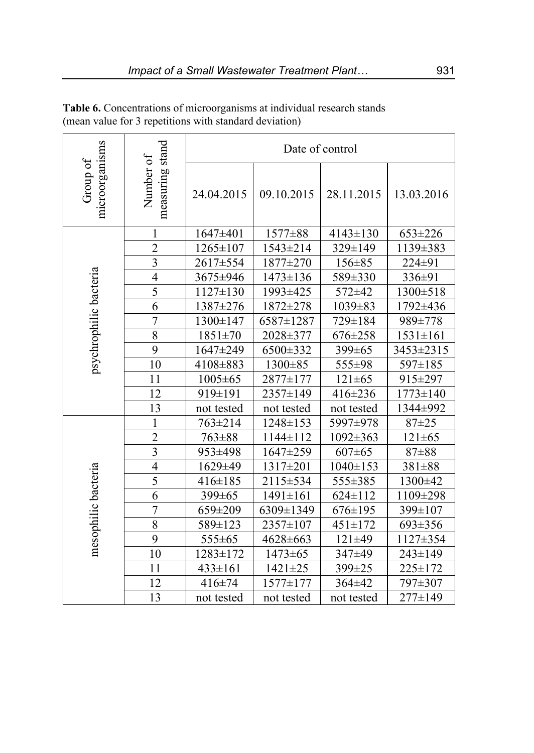**Table 6.** Concentrations of microorganisms at individual research stands (mean value for 3 repetitions with standard deviation)

| Group of microorganisms | Number of measuring stand | Date of control | | | |
|---|---|---|---|---|---|
| | | 24.04.2015 | 09.10.2015 | 28.11.2015 | 13.03.2016 |
| psychrophilic bacteria | 1 | 1647±401 | 1577±88 | 4143±130 | 653±226 |
| | 2 | 1265±107 | 1543±214 | 329±149 | 1139±383 |
| | 3 | 2617±554 | 1877±270 | 156±85 | 224±91 |
| | 4 | 3675±946 | 1473±136 | 589±330 | 336±91 |
| | 5 | 1127±130 | 1993±425 | 572±42 | 1300±518 |
| | 6 | 1387±276 | 1872±278 | 1039±83 | 1792±436 |
| | 7 | 1300±147 | 6587±1287 | 729±184 | 989±778 |
| | 8 | 1851±70 | 2028±377 | 676±258 | 1531±161 |
| | 9 | 1647±249 | 6500±332 | 399±65 | 3453±2315 |
| | 10 | 4108±883 | 1300±85 | 555±98 | 597±185 |
| | 11 | 1005±65 | 2877±177 | 121±65 | 915±297 |
| | 12 | 919±191 | 2357±149 | 416±236 | 1773±140 |
| | 13 | not tested | not tested | not tested | 1344±992 |
| mesophilic bacteria | 1 | 763±214 | 1248±153 | 5997±978 | 87±25 |
| | 2 | 763±88 | 1144±112 | 1092±363 | 121±65 |
| | 3 | 953±498 | 1647±259 | 607±65 | 87±88 |
| | 4 | 1629±49 | 1317±201 | 1040±153 | 381±88 |
| | 5 | 416±185 | 2115±534 | 555±385 | 1300±42 |
| | 6 | 399±65 | 1491±161 | 624±112 | 1109±298 |
| | 7 | 659±209 | 6309±1349 | 676±195 | 399±107 |
| | 8 | 589±123 | 2357±107 | 451±172 | 693±356 |
| | 9 | 555±65 | 4628±663 | 121±49 | 1127±354 |
| | 10 | 1283±172 | 1473±65 | 347±49 | 243±149 |
| | 11 | 433±161 | 1421±25 | 399±25 | 225±172 |
| | 12 | 416±74 | 1577±177 | 364±42 | 797±307 |
| | 13 | not tested | not tested | not tested | 277±149 |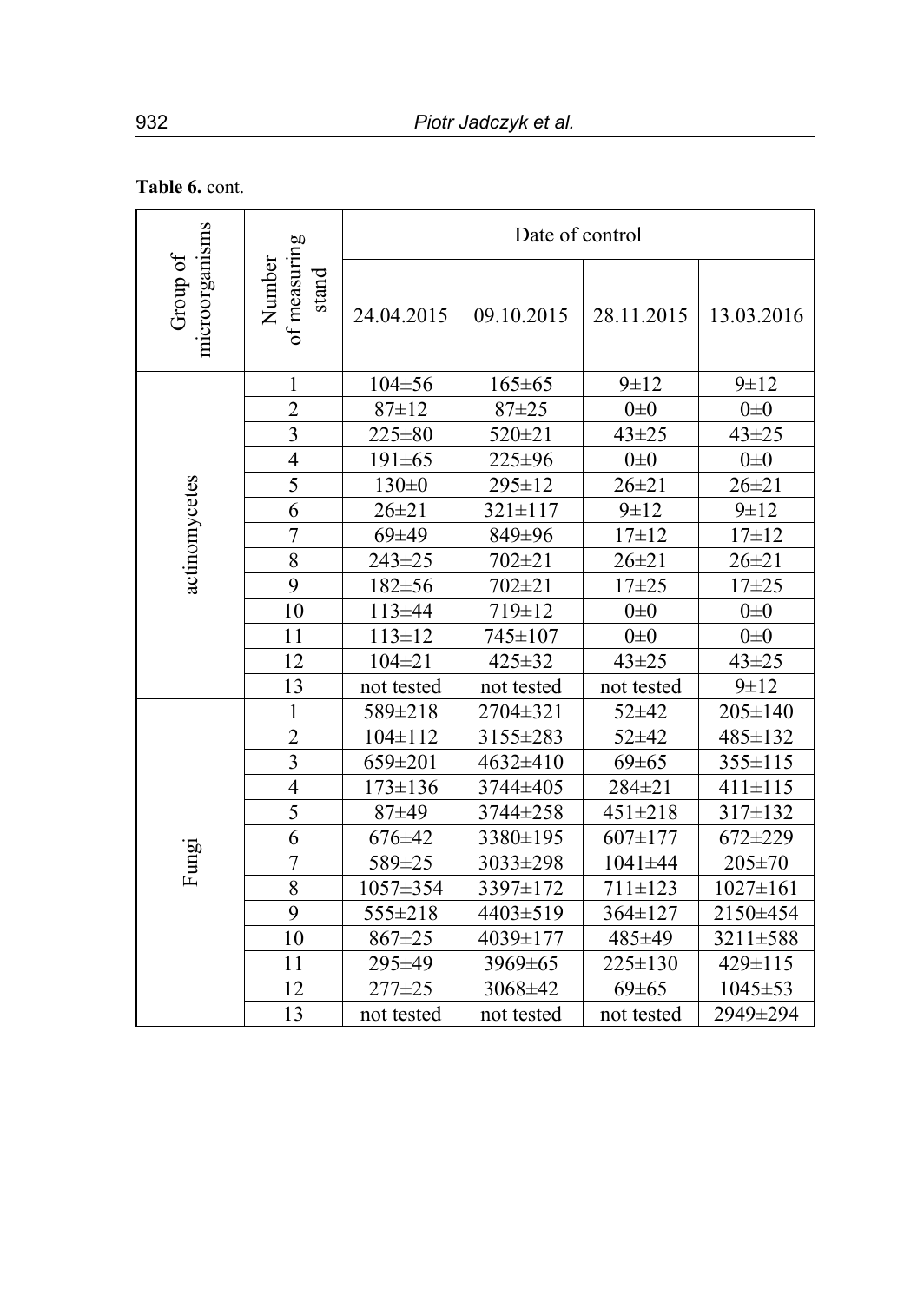**Table 6.** cont.

| Group of microorganisms | Number of measuring stand | Date of control | | | |
|---|---|---|---|---|---|
| | | 24.04.2015 | 09.10.2015 | 28.11.2015 | 13.03.2016 |
| actinomycetes | 1 | 104±56 | 165±65 | 9±12 | 9±12 |
| | 2 | 87±12 | 87±25 | 0±0 | 0±0 |
| | 3 | 225±80 | 520±21 | 43±25 | 43±25 |
| | 4 | 191±65 | 225±96 | 0±0 | 0±0 |
| | 5 | 130±0 | 295±12 | 26±21 | 26±21 |
| | 6 | 26±21 | 321±117 | 9±12 | 9±12 |
| | 7 | 69±49 | 849±96 | 17±12 | 17±12 |
| | 8 | 243±25 | 702±21 | 26±21 | 26±21 |
| | 9 | 182±56 | 702±21 | 17±25 | 17±25 |
| | 10 | 113±44 | 719±12 | 0±0 | 0±0 |
| | 11 | 113±12 | 745±107 | 0±0 | 0±0 |
| | 12 | 104±21 | 425±32 | 43±25 | 43±25 |
| | 13 | not tested | not tested | not tested | 9±12 |
| Fungi | 1 | 589±218 | 2704±321 | 52±42 | 205±140 |
| | 2 | 104±112 | 3155±283 | 52±42 | 485±132 |
| | 3 | 659±201 | 4632±410 | 69±65 | 355±115 |
| | 4 | 173±136 | 3744±405 | 284±21 | 411±115 |
| | 5 | 87±49 | 3744±258 | 451±218 | 317±132 |
| | 6 | 676±42 | 3380±195 | 607±177 | 672±229 |
| | 7 | 589±25 | 3033±298 | 1041±44 | 205±70 |
| | 8 | 1057±354 | 3397±172 | 711±123 | 1027±161 |
| | 9 | 555±218 | 4403±519 | 364±127 | 2150±454 |
| | 10 | 867±25 | 4039±177 | 485±49 | 3211±588 |
| | 11 | 295±49 | 3969±65 | 225±130 | 429±115 |
| | 12 | 277±25 | 3068±42 | 69±65 | 1045±53 |
| | 13 | not tested | not tested | not tested | 2949±294 |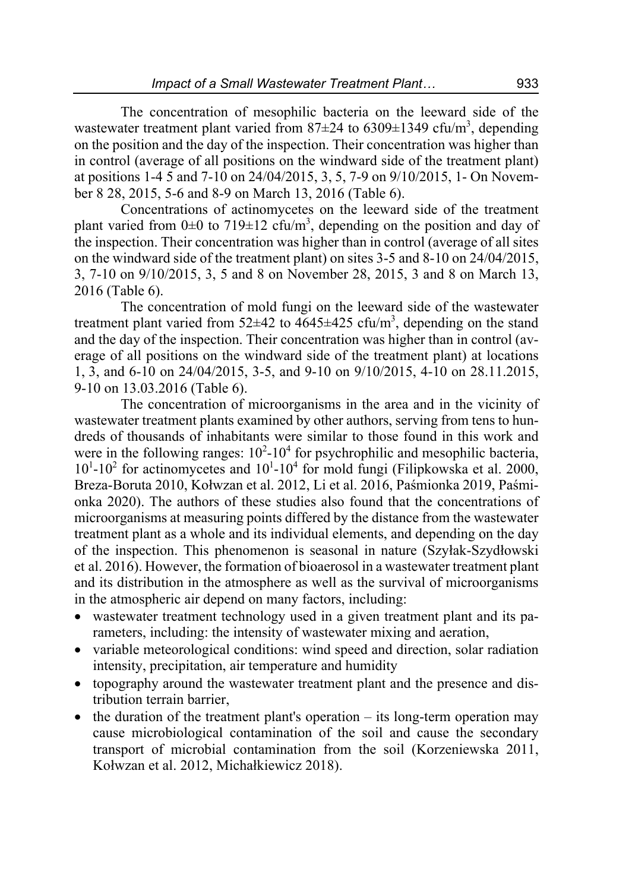The concentration of mesophilic bacteria on the leeward side of the wastewater treatment plant varied from 87±24 to 6309±1349 cfu/m$^3$, depending on the position and the day of the inspection. Their concentration was higher than in control (average of all positions on the windward side of the treatment plant) at positions 1-4 5 and 7-10 on 24/04/2015, 3, 5, 7-9 on 9/10/2015, 1- On November 8 28, 2015, 5-6 and 8-9 on March 13, 2016 (Table 6).

Concentrations of actinomycetes on the leeward side of the treatment plant varied from 0±0 to 719±12 cfu/m$^3$, depending on the position and day of the inspection. Their concentration was higher than in control (average of all sites on the windward side of the treatment plant) on sites 3-5 and 8-10 on 24/04/2015, 3, 7-10 on 9/10/2015, 3, 5 and 8 on November 28, 2015, 3 and 8 on March 13, 2016 (Table 6).

The concentration of mold fungi on the leeward side of the wastewater treatment plant varied from 52±42 to 4645±425 cfu/m$^3$, depending on the stand and the day of the inspection. Their concentration was higher than in control (average of all positions on the windward side of the treatment plant) at locations 1, 3, and 6-10 on 24/04/2015, 3-5, and 9-10 on 9/10/2015, 4-10 on 28.11.2015, 9-10 on 13.03.2016 (Table 6).

The concentration of microorganisms in the area and in the vicinity of wastewater treatment plants examined by other authors, serving from tens to hundreds of thousands of inhabitants were similar to those found in this work and were in the following ranges: $10^2$-$10^4$ for psychrophilic and mesophilic bacteria, $10^1$-$10^2$ for actinomycetes and $10^1$-$10^4$ for mold fungi (Filipkowska et al. 2000, Breza-Boruta 2010, Kołwzan et al. 2012, Li et al. 2016, Paśmionka 2019, Paśmionka 2020). The authors of these studies also found that the concentrations of microorganisms at measuring points differed by the distance from the wastewater treatment plant as a whole and its individual elements, and depending on the day of the inspection. This phenomenon is seasonal in nature (Szyłak-Szydłowski et al. 2016). However, the formation of bioaerosol in a wastewater treatment plant and its distribution in the atmosphere as well as the survival of microorganisms in the atmospheric air depend on many factors, including:

- wastewater treatment technology used in a given treatment plant and its parameters, including: the intensity of wastewater mixing and aeration,
- variable meteorological conditions: wind speed and direction, solar radiation intensity, precipitation, air temperature and humidity
- topography around the wastewater treatment plant and the presence and distribution terrain barrier,
- the duration of the treatment plant's operation – its long-term operation may cause microbiological contamination of the soil and cause the secondary transport of microbial contamination from the soil (Korzeniewska 2011, Kołwzan et al. 2012, Michałkiewicz 2018).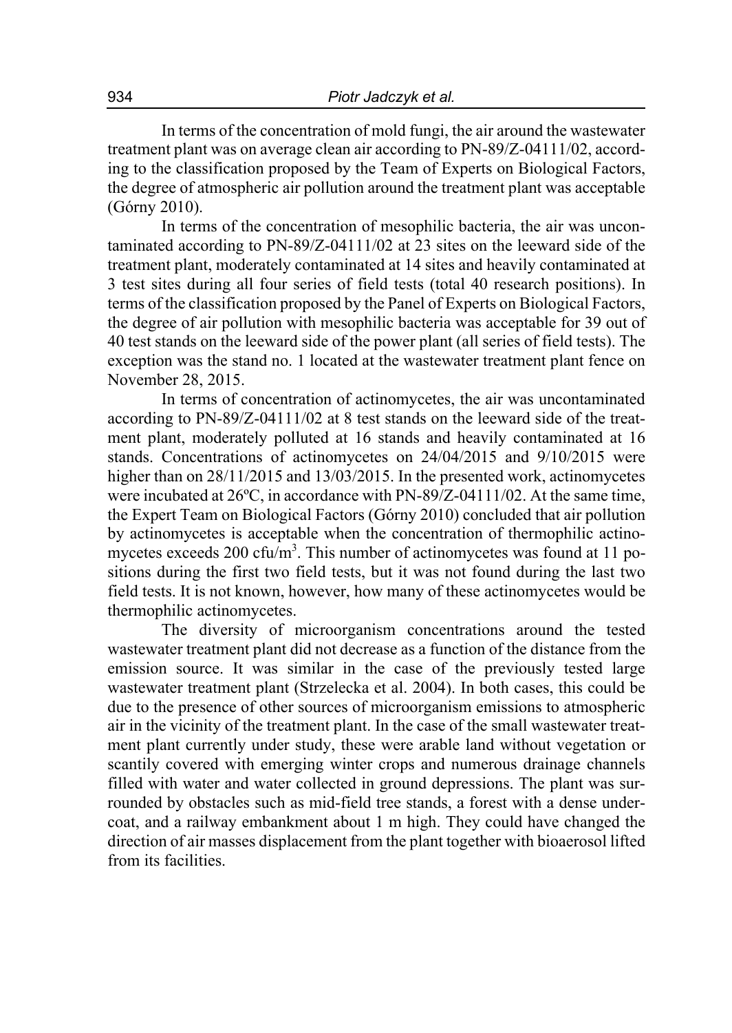In terms of the concentration of mold fungi, the air around the wastewater treatment plant was on average clean air according to PN-89/Z-04111/02, according to the classification proposed by the Team of Experts on Biological Factors, the degree of atmospheric air pollution around the treatment plant was acceptable (Górny 2010).

In terms of the concentration of mesophilic bacteria, the air was uncontaminated according to PN-89/Z-04111/02 at 23 sites on the leeward side of the treatment plant, moderately contaminated at 14 sites and heavily contaminated at 3 test sites during all four series of field tests (total 40 research positions). In terms of the classification proposed by the Panel of Experts on Biological Factors, the degree of air pollution with mesophilic bacteria was acceptable for 39 out of 40 test stands on the leeward side of the power plant (all series of field tests). The exception was the stand no. 1 located at the wastewater treatment plant fence on November 28, 2015.

In terms of concentration of actinomycetes, the air was uncontaminated according to PN-89/Z-04111/02 at 8 test stands on the leeward side of the treatment plant, moderately polluted at 16 stands and heavily contaminated at 16 stands. Concentrations of actinomycetes on 24/04/2015 and 9/10/2015 were higher than on 28/11/2015 and 13/03/2015. In the presented work, actinomycetes were incubated at 26ºC, in accordance with PN-89/Z-04111/02. At the same time, the Expert Team on Biological Factors (Górny 2010) concluded that air pollution by actinomycetes is acceptable when the concentration of thermophilic actinomycetes exceeds 200 cfu/m$^3$. This number of actinomycetes was found at 11 positions during the first two field tests, but it was not found during the last two field tests. It is not known, however, how many of these actinomycetes would be thermophilic actinomycetes.

The diversity of microorganism concentrations around the tested wastewater treatment plant did not decrease as a function of the distance from the emission source. It was similar in the case of the previously tested large wastewater treatment plant (Strzelecka et al. 2004). In both cases, this could be due to the presence of other sources of microorganism emissions to atmospheric air in the vicinity of the treatment plant. In the case of the small wastewater treatment plant currently under study, these were arable land without vegetation or scantily covered with emerging winter crops and numerous drainage channels filled with water and water collected in ground depressions. The plant was surrounded by obstacles such as mid-field tree stands, a forest with a dense undercoat, and a railway embankment about 1 m high. They could have changed the direction of air masses displacement from the plant together with bioaerosol lifted from its facilities.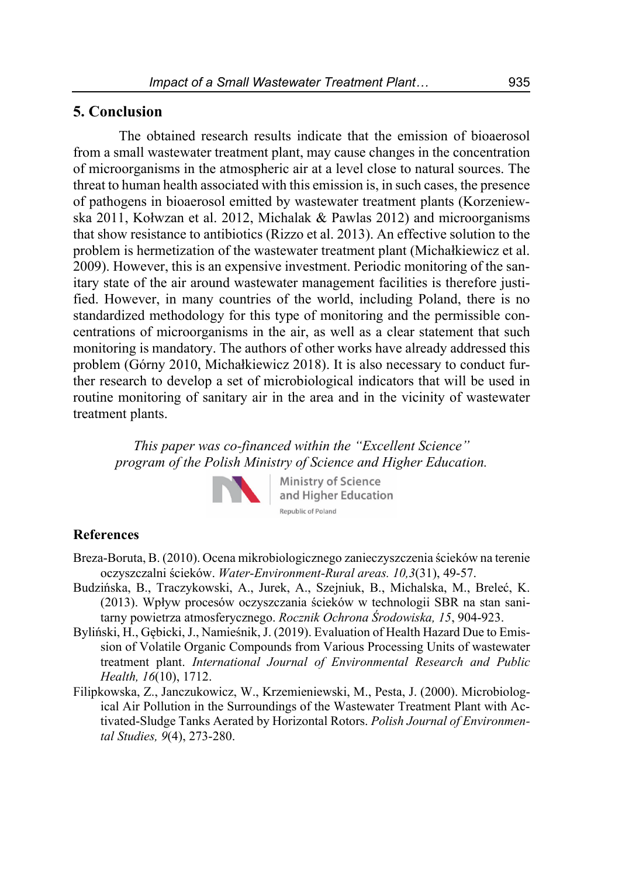## 5. Conclusion

The obtained research results indicate that the emission of bioaerosol from a small wastewater treatment plant, may cause changes in the concentration of microorganisms in the atmospheric air at a level close to natural sources. The threat to human health associated with this emission is, in such cases, the presence of pathogens in bioaerosol emitted by wastewater treatment plants (Korzeniewska 2011, Kołwzan et al. 2012, Michalak & Pawlas 2012) and microorganisms that show resistance to antibiotics (Rizzo et al. 2013). An effective solution to the problem is hermetization of the wastewater treatment plant (Michałkiewicz et al. 2009). However, this is an expensive investment. Periodic monitoring of the sanitary state of the air around wastewater management facilities is therefore justified. However, in many countries of the world, including Poland, there is no standardized methodology for this type of monitoring and the permissible concentrations of microorganisms in the air, as well as a clear statement that such monitoring is mandatory. The authors of other works have already addressed this problem (Górny 2010, Michałkiewicz 2018). It is also necessary to conduct further research to develop a set of microbiological indicators that will be used in routine monitoring of sanitary air in the area and in the vicinity of wastewater treatment plants.

*This paper was co-financed within the "Excellent Science" program of the Polish Ministry of Science and Higher Education.*

Ministry of Science and Higher Education
Republic of Poland

## References

Breza-Boruta, B. (2010). Ocena mikrobiologicznego zanieczyszczenia ścieków na terenie oczyszczalni ścieków. *Water-Environment-Rural areas. 10,3*(31), 49-57.

Budzińska, B., Traczykowski, A., Jurek, A., Szejniuk, B., Michalska, M., Breleć, K. (2013). Wpływ procesów oczyszczania ścieków w technologii SBR na stan sanitarny powietrza atmosferycznego. *Rocznik Ochrona Środowiska, 15*, 904-923.

Byliński, H., Gębicki, J., Namieśnik, J. (2019). Evaluation of Health Hazard Due to Emission of Volatile Organic Compounds from Various Processing Units of wastewater treatment plant. *International Journal of Environmental Research and Public Health, 16*(10), 1712.

Filipkowska, Z., Janczukowicz, W., Krzemieniewski, M., Pesta, J. (2000). Microbiological Air Pollution in the Surroundings of the Wastewater Treatment Plant with Activated-Sludge Tanks Aerated by Horizontal Rotors. *Polish Journal of Environmental Studies, 9*(4), 273-280.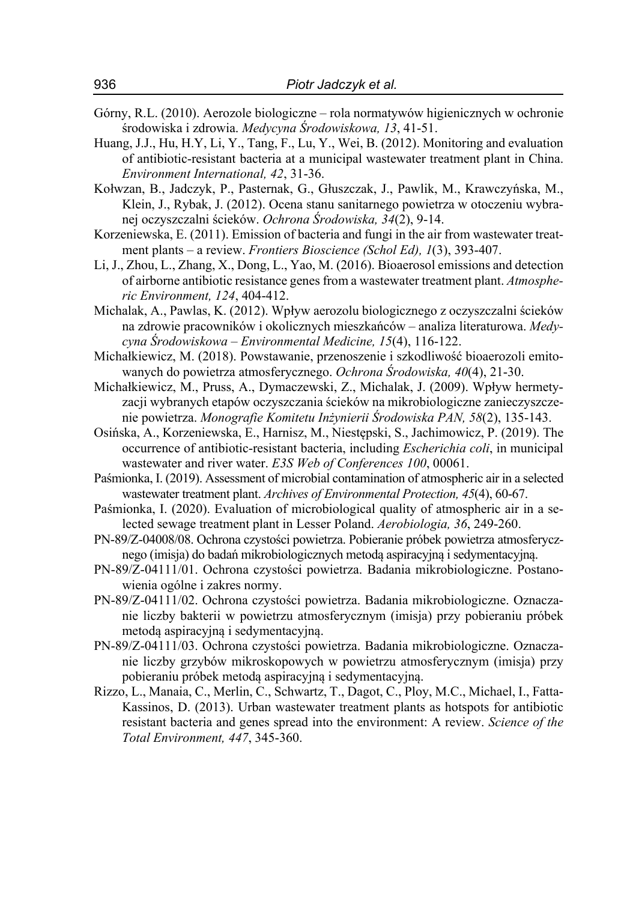Górny, R.L. (2010). Aerozole biologiczne – rola normatywów higienicznych w ochronie środowiska i zdrowia. *Medycyna Środowiskowa, 13*, 41-51.

Huang, J.J., Hu, H.Y, Li, Y., Tang, F., Lu, Y., Wei, B. (2012). Monitoring and evaluation of antibiotic-resistant bacteria at a municipal wastewater treatment plant in China. *Environment International, 42*, 31-36.

Kołwzan, B., Jadczyk, P., Pasternak, G., Głuszczak, J., Pawlik, M., Krawczyńska, M., Klein, J., Rybak, J. (2012). Ocena stanu sanitarnego powietrza w otoczeniu wybranej oczyszczalni ścieków. *Ochrona Środowiska, 34*(2), 9-14.

Korzeniewska, E. (2011). Emission of bacteria and fungi in the air from wastewater treatment plants – a review. *Frontiers Bioscience (Schol Ed), 1*(3), 393-407.

Li, J., Zhou, L., Zhang, X., Dong, L., Yao, M. (2016). Bioaerosol emissions and detection of airborne antibiotic resistance genes from a wastewater treatment plant. *Atmospheric Environment, 124*, 404-412.

Michalak, A., Pawlas, K. (2012). Wpływ aerozolu biologicznego z oczyszczalni ścieków na zdrowie pracowników i okolicznych mieszkańców – analiza literaturowa. *Medycyna Środowiskowa – Environmental Medicine, 15*(4), 116-122.

Michałkiewicz, M. (2018). Powstawanie, przenoszenie i szkodliwość bioaerozoli emitowanych do powietrza atmosferycznego. *Ochrona Środowiska, 40*(4), 21-30.

Michałkiewicz, M., Pruss, A., Dymaczewski, Z., Michalak, J. (2009). Wpływ hermetyzacji wybranych etapów oczyszczania ścieków na mikrobiologiczne zanieczyszczenie powietrza. *Monografie Komitetu Inżynierii Środowiska PAN, 58*(2), 135-143.

Osińska, A., Korzeniewska, E., Harnisz, M., Niestępski, S., Jachimowicz, P. (2019). The occurrence of antibiotic-resistant bacteria, including *Escherichia coli*, in municipal wastewater and river water. *E3S Web of Conferences 100*, 00061.

Paśmionka, I. (2019). Assessment of microbial contamination of atmospheric air in a selected wastewater treatment plant. *Archives of Environmental Protection, 45*(4), 60-67.

Paśmionka, I. (2020). Evaluation of microbiological quality of atmospheric air in a selected sewage treatment plant in Lesser Poland. *Aerobiologia, 36*, 249-260.

PN-89/Z-04008/08. Ochrona czystości powietrza. Pobieranie próbek powietrza atmosferycznego (imisja) do badań mikrobiologicznych metodą aspiracyjną i sedymentacyjną.

PN-89/Z-04111/01. Ochrona czystości powietrza. Badania mikrobiologiczne. Postanowienia ogólne i zakres normy.

PN-89/Z-04111/02. Ochrona czystości powietrza. Badania mikrobiologiczne. Oznaczanie liczby bakterii w powietrzu atmosferycznym (imisja) przy pobieraniu próbek metodą aspiracyjną i sedymentacyjną.

PN-89/Z-04111/03. Ochrona czystości powietrza. Badania mikrobiologiczne. Oznaczanie liczby grzybów mikroskopowych w powietrzu atmosferycznym (imisja) przy pobieraniu próbek metodą aspiracyjną i sedymentacyjną.

Rizzo, L., Manaia, C., Merlin, C., Schwartz, T., Dagot, C., Ploy, M.C., Michael, I., Fatta-Kassinos, D. (2013). Urban wastewater treatment plants as hotspots for antibiotic resistant bacteria and genes spread into the environment: A review. *Science of the Total Environment, 447*, 345-360.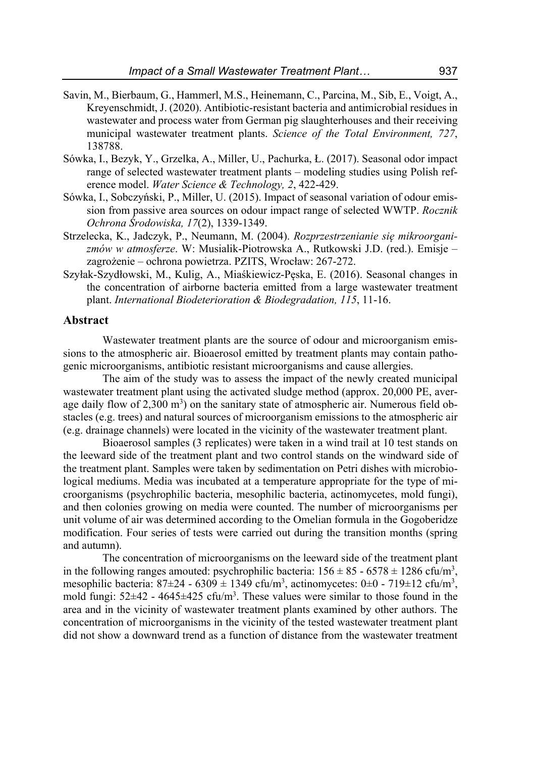Savin, M., Bierbaum, G., Hammerl, M.S., Heinemann, C., Parcina, M., Sib, E., Voigt, A., Kreyenschmidt, J. (2020). Antibiotic-resistant bacteria and antimicrobial residues in wastewater and process water from German pig slaughterhouses and their receiving municipal wastewater treatment plants. *Science of the Total Environment, 727*, 138788.

Sówka, I., Bezyk, Y., Grzelka, A., Miller, U., Pachurka, Ł. (2017). Seasonal odor impact range of selected wastewater treatment plants – modeling studies using Polish reference model. *Water Science & Technology, 2*, 422-429.

Sówka, I., Sobczyński, P., Miller, U. (2015). Impact of seasonal variation of odour emission from passive area sources on odour impact range of selected WWTP. *Rocznik Ochrona Środowiska, 17*(2), 1339-1349.

Strzelecka, K., Jadczyk, P., Neumann, M. (2004). *Rozprzestrzenianie się mikroorganizmów w atmosferze*. W: Musialik-Piotrowska A., Rutkowski J.D. (red.). Emisje – zagrożenie – ochrona powietrza. PZITS, Wrocław: 267-272.

Szyłak-Szydłowski, M., Kulig, A., Miaśkiewicz-Pęska, E. (2016). Seasonal changes in the concentration of airborne bacteria emitted from a large wastewater treatment plant. *International Biodeterioration & Biodegradation, 115*, 11-16.

## Abstract

Wastewater treatment plants are the source of odour and microorganism emissions to the atmospheric air. Bioaerosol emitted by treatment plants may contain pathogenic microorganisms, antibiotic resistant microorganisms and cause allergies.

The aim of the study was to assess the impact of the newly created municipal wastewater treatment plant using the activated sludge method (approx. 20,000 PE, average daily flow of 2,300 $m^3$) on the sanitary state of atmospheric air. Numerous field obstacles (e.g. trees) and natural sources of microorganism emissions to the atmospheric air (e.g. drainage channels) were located in the vicinity of the wastewater treatment plant.

Bioaerosol samples (3 replicates) were taken in a wind trail at 10 test stands on the leeward side of the treatment plant and two control stands on the windward side of the treatment plant. Samples were taken by sedimentation on Petri dishes with microbiological mediums. Media was incubated at a temperature appropriate for the type of microorganisms (psychrophilic bacteria, mesophilic bacteria, actinomycetes, mold fungi), and then colonies growing on media were counted. The number of microorganisms per unit volume of air was determined according to the Omelian formula in the Gogoberidze modification. Four series of tests were carried out during the transition months (spring and autumn).

The concentration of microorganisms on the leeward side of the treatment plant in the following ranges amouted: psychrophilic bacteria: $156 \pm 85$ - $6578 \pm 1286$ cfu/$m^3$, mesophilic bacteria: $87 \pm 24$ - $6309 \pm 1349$ cfu/$m^3$, actinomycetes: $0 \pm 0$ - $719 \pm 12$ cfu/$m^3$, mold fungi: $52 \pm 42$ - $4645 \pm 425$ cfu/$m^3$. These values were similar to those found in the area and in the vicinity of wastewater treatment plants examined by other authors. The concentration of microorganisms in the vicinity of the tested wastewater treatment plant did not show a downward trend as a function of distance from the wastewater treatment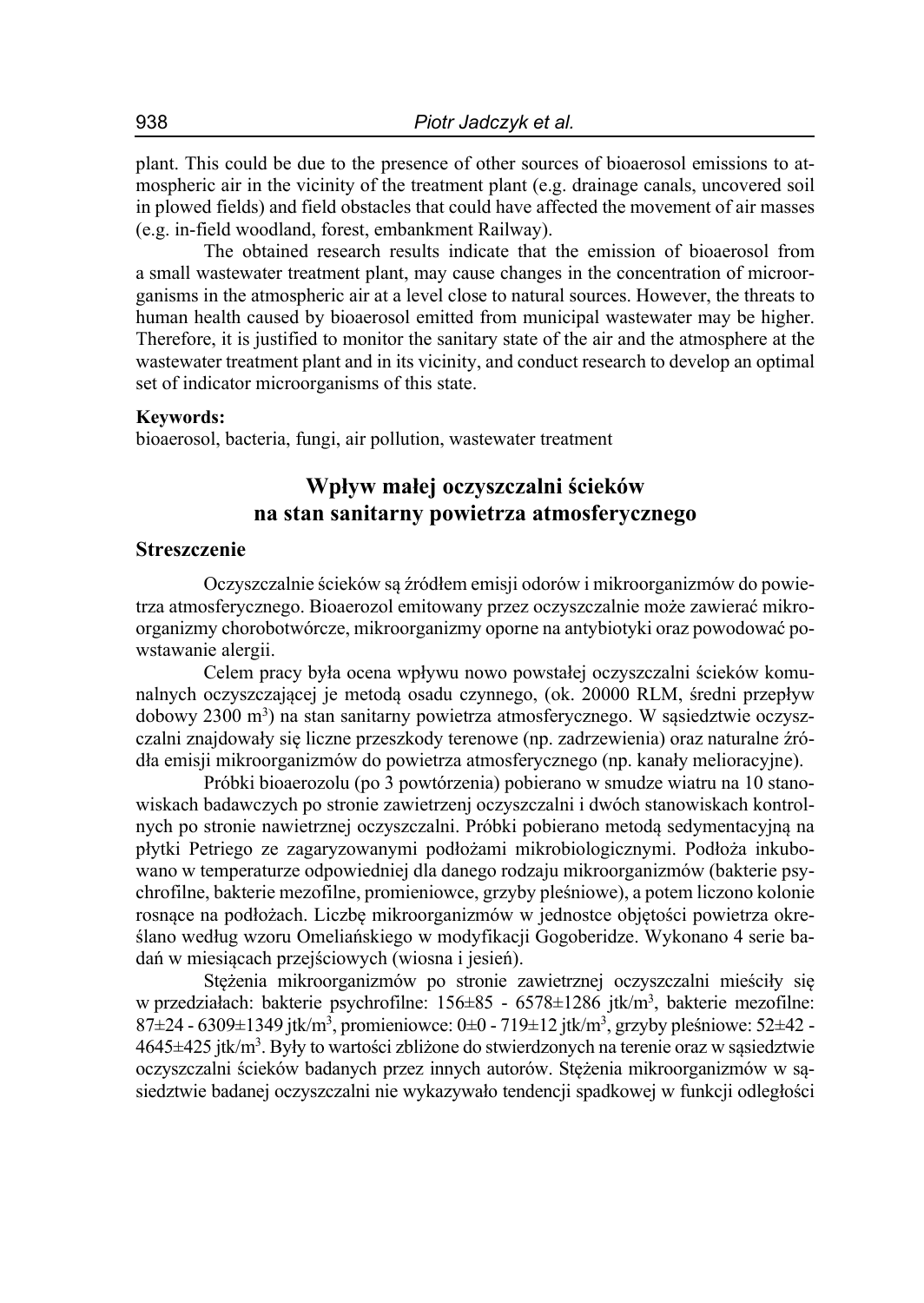plant. This could be due to the presence of other sources of bioaerosol emissions to atmospheric air in the vicinity of the treatment plant (e.g. drainage canals, uncovered soil in plowed fields) and field obstacles that could have affected the movement of air masses (e.g. in-field woodland, forest, embankment Railway).

The obtained research results indicate that the emission of bioaerosol from a small wastewater treatment plant, may cause changes in the concentration of microorganisms in the atmospheric air at a level close to natural sources. However, the threats to human health caused by bioaerosol emitted from municipal wastewater may be higher. Therefore, it is justified to monitor the sanitary state of the air and the atmosphere at the wastewater treatment plant and in its vicinity, and conduct research to develop an optimal set of indicator microorganisms of this state.

**Keywords:**
bioaerosol, bacteria, fungi, air pollution, wastewater treatment

## Wpływ małej oczyszczalni ścieków na stan sanitarny powietrza atmosferycznego

### Streszczenie

Oczyszczalnie ścieków są źródłem emisji odorów i mikroorganizmów do powietrza atmosferycznego. Bioaerozol emitowany przez oczyszczalnie może zawierać mikroorganizmy chorobotwórcze, mikroorganizmy oporne na antybiotyki oraz powodować powstawanie alergii.

Celem pracy była ocena wpływu nowo powstałej oczyszczalni ścieków komunalnych oczyszczającej je metodą osadu czynnego, (ok. 20000 RLM, średni przepływ dobowy 2300 m$^3$) na stan sanitarny powietrza atmosferycznego. W sąsiedztwie oczyszczalni znajdowały się liczne przeszkody terenowe (np. zadrzewienia) oraz naturalne źródła emisji mikroorganizmów do powietrza atmosferycznego (np. kanały melioracyjne).

Próbki bioaerozolu (po 3 powtórzenia) pobierano w smudze wiatru na 10 stanowiskach badawczych po stronie zawietrzenj oczyszczalni i dwóch stanowiskach kontrolnych po stronie nawietrznej oczyszczalni. Próbki pobierano metodą sedymentacyjną na płytki Petriego ze zagaryzowanymi podłożami mikrobiologicznymi. Podłoża inkubowano w temperaturze odpowiedniej dla danego rodzaju mikroorganizmów (bakterie psychrofilne, bakterie mezofilne, promieniowce, grzyby pleśniowe), a potem liczono kolonie rosnące na podłożach. Liczbę mikroorganizmów w jednostce objętości powietrza określano według wzoru Omeliańskiego w modyfikacji Gogoberidze. Wykonano 4 serie badań w miesiącach przejściowych (wiosna i jesień).

Stężenia mikroorganizmów po stronie zawietrznej oczyszczalni mieściły się w przedziałach: bakterie psychrofilne: 156±85 - 6578±1286 jtk/m$^3$, bakterie mezofilne: 87±24 - 6309±1349 jtk/m$^3$, promieniowce: 0±0 - 719±12 jtk/m$^3$, grzyby pleśniowe: 52±42 - 4645±425 jtk/m$^3$. Były to wartości zbliżone do stwierdzonych na terenie oraz w sąsiedztwie oczyszczalni ścieków badanych przez innych autorów. Stężenia mikroorganizmów w sąsiedztwie badanej oczyszczalni nie wykazywało tendencji spadkowej w funkcji odległości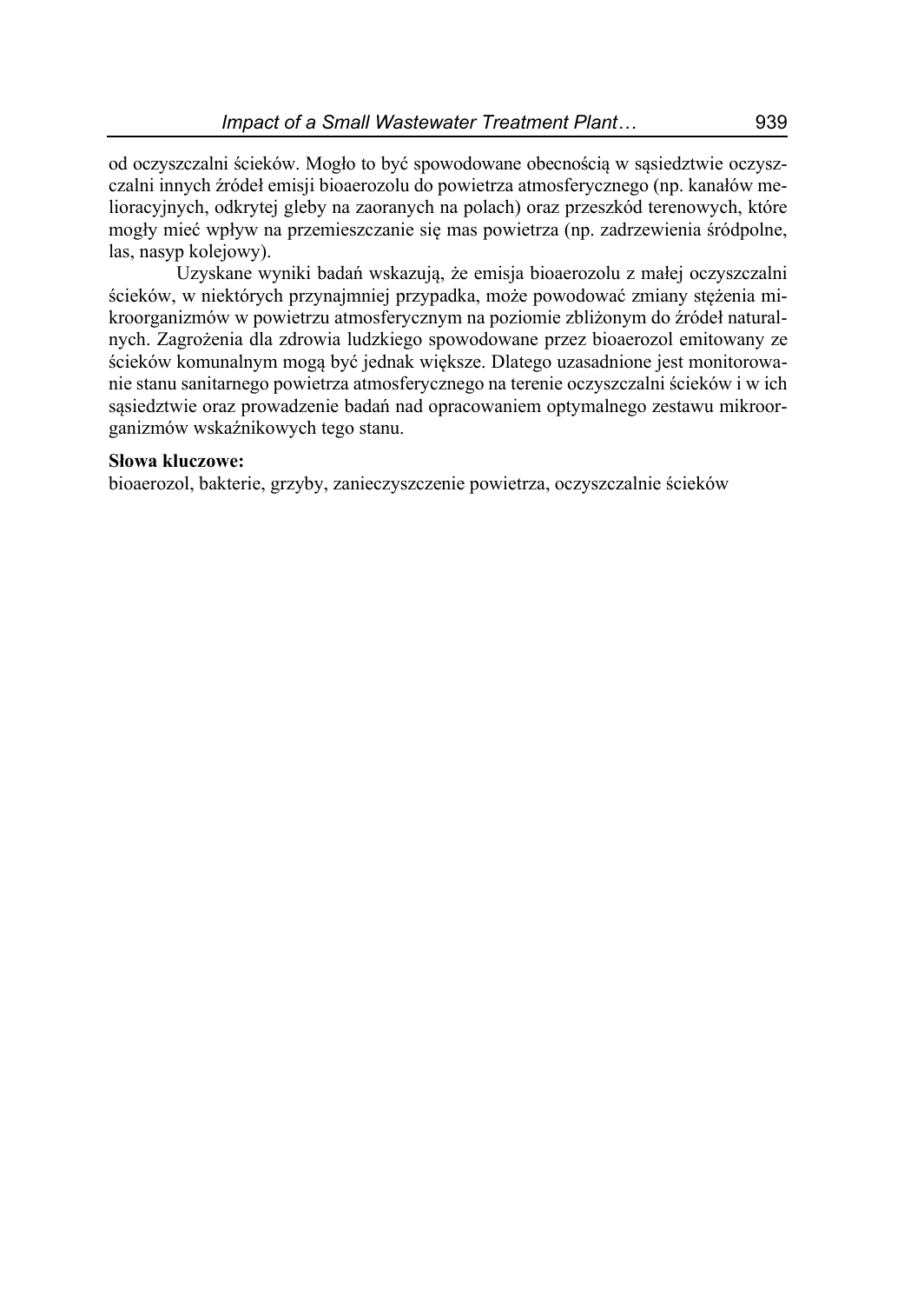od oczyszczalni ścieków. Mogło to być spowodowane obecnością w sąsiedztwie oczyszczalni innych źródeł emisji bioaerozolu do powietrza atmosferycznego (np. kanałów melioracyjnych, odkrytej gleby na zaoranych na polach) oraz przeszkód terenowych, które mogły mieć wpływ na przemieszczanie się mas powietrza (np. zadrzewienia śródpolne, las, nasyp kolejowy).

Uzyskane wyniki badań wskazują, że emisja bioaerozolu z małej oczyszczalni ścieków, w niektórych przynajmniej przypadka, może powodować zmiany stężenia mikroorganizmów w powietrzu atmosferycznym na poziomie zbliżonym do źródeł naturalnych. Zagrożenia dla zdrowia ludzkiego spowodowane przez bioaerozol emitowany ze ścieków komunalnym mogą być jednak większe. Dlatego uzasadnione jest monitorowanie stanu sanitarnego powietrza atmosferycznego na terenie oczyszczalni ścieków i w ich sąsiedztwie oraz prowadzenie badań nad opracowaniem optymalnego zestawu mikroorganizmów wskaźnikowych tego stanu.

**Słowa kluczowe:**
bioaerozol, bakterie, grzyby, zanieczyszczenie powietrza, oczyszczalnie ścieków